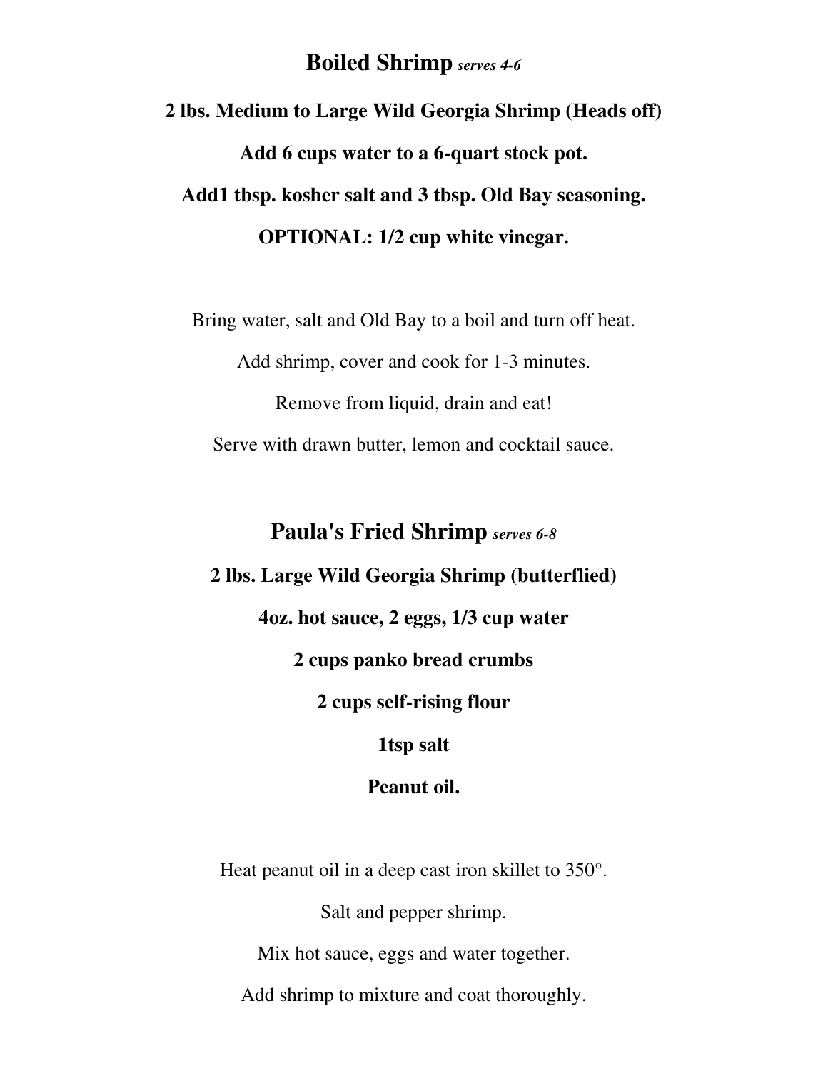## **Boiled Shrimp** ***serves 4-6***

**2 lbs. Medium to Large Wild Georgia Shrimp (Heads off)**

**Add 6 cups water to a 6-quart stock pot.**

**Add1 tbsp. kosher salt and 3 tbsp. Old Bay seasoning.**

**OPTIONAL: 1/2 cup white vinegar.**

Bring water, salt and Old Bay to a boil and turn off heat.

Add shrimp, cover and cook for 1-3 minutes.

Remove from liquid, drain and eat!

Serve with drawn butter, lemon and cocktail sauce.

## **Paula's Fried Shrimp** ***serves 6-8***

**2 lbs. Large Wild Georgia Shrimp (butterflied)**

**4oz. hot sauce, 2 eggs, 1/3 cup water**

**2 cups panko bread crumbs**

**2 cups self-rising flour**

**1tsp salt**

**Peanut oil.**

Heat peanut oil in a deep cast iron skillet to 350°.

Salt and pepper shrimp.

Mix hot sauce, eggs and water together.

Add shrimp to mixture and coat thoroughly.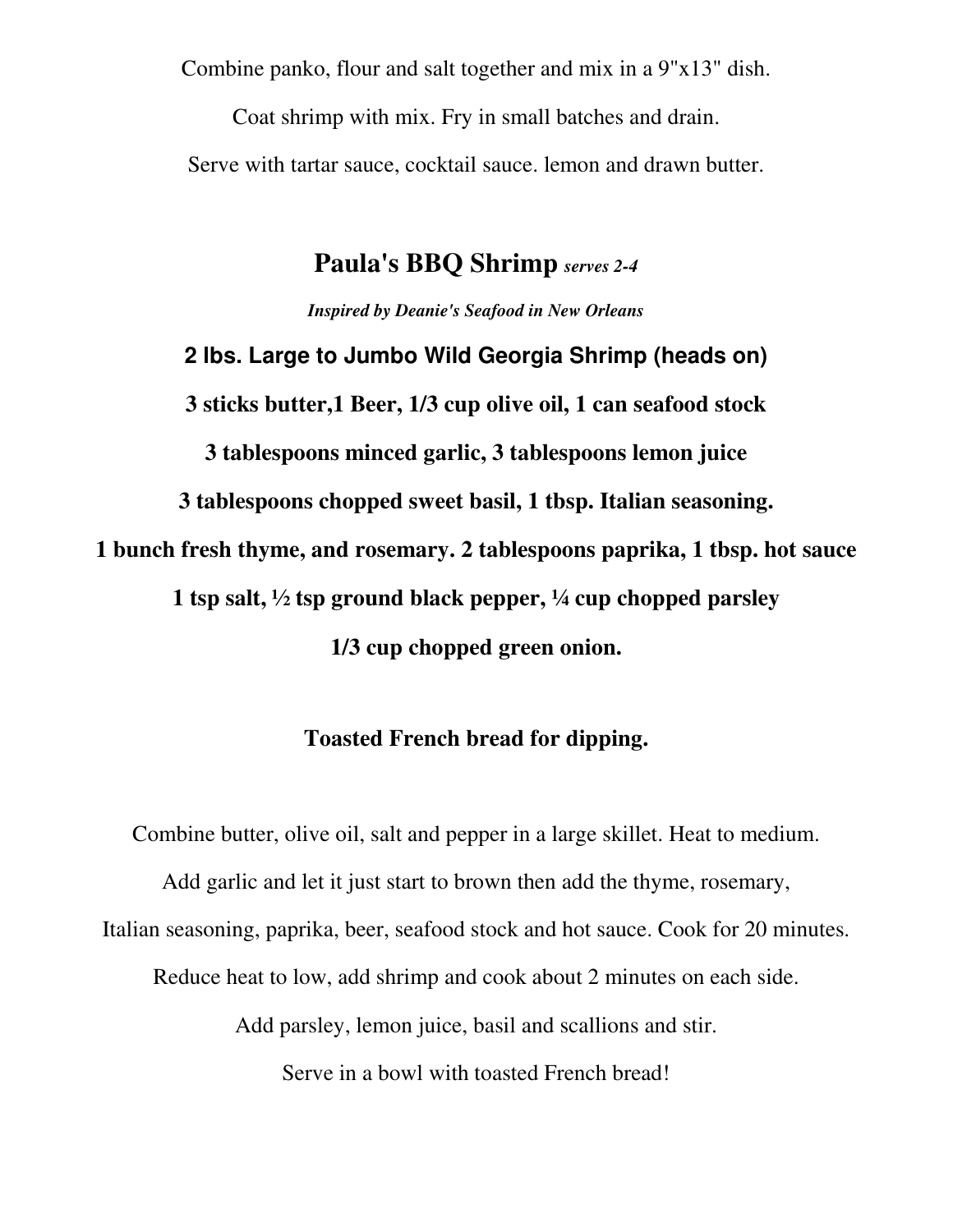Combine panko, flour and salt together and mix in a 9"x13" dish.

Coat shrimp with mix. Fry in small batches and drain.

Serve with tartar sauce, cocktail sauce. lemon and drawn butter.

## Paula's BBQ Shrimp *serves 2-4*

***Inspired by Deanie's Seafood in New Orleans***

**2 lbs. Large to Jumbo Wild Georgia Shrimp (heads on)**

**3 sticks butter,1 Beer, 1/3 cup olive oil, 1 can seafood stock**

**3 tablespoons minced garlic, 3 tablespoons lemon juice**

**3 tablespoons chopped sweet basil, 1 tbsp. Italian seasoning.**

**1 bunch fresh thyme, and rosemary. 2 tablespoons paprika, 1 tbsp. hot sauce**

**1 tsp salt, ½ tsp ground black pepper, ¼ cup chopped parsley**

**1/3 cup chopped green onion.**

**Toasted French bread for dipping.**

Combine butter, olive oil, salt and pepper in a large skillet. Heat to medium.

Add garlic and let it just start to brown then add the thyme, rosemary,

Italian seasoning, paprika, beer, seafood stock and hot sauce. Cook for 20 minutes.

Reduce heat to low, add shrimp and cook about 2 minutes on each side.

Add parsley, lemon juice, basil and scallions and stir.

Serve in a bowl with toasted French bread!